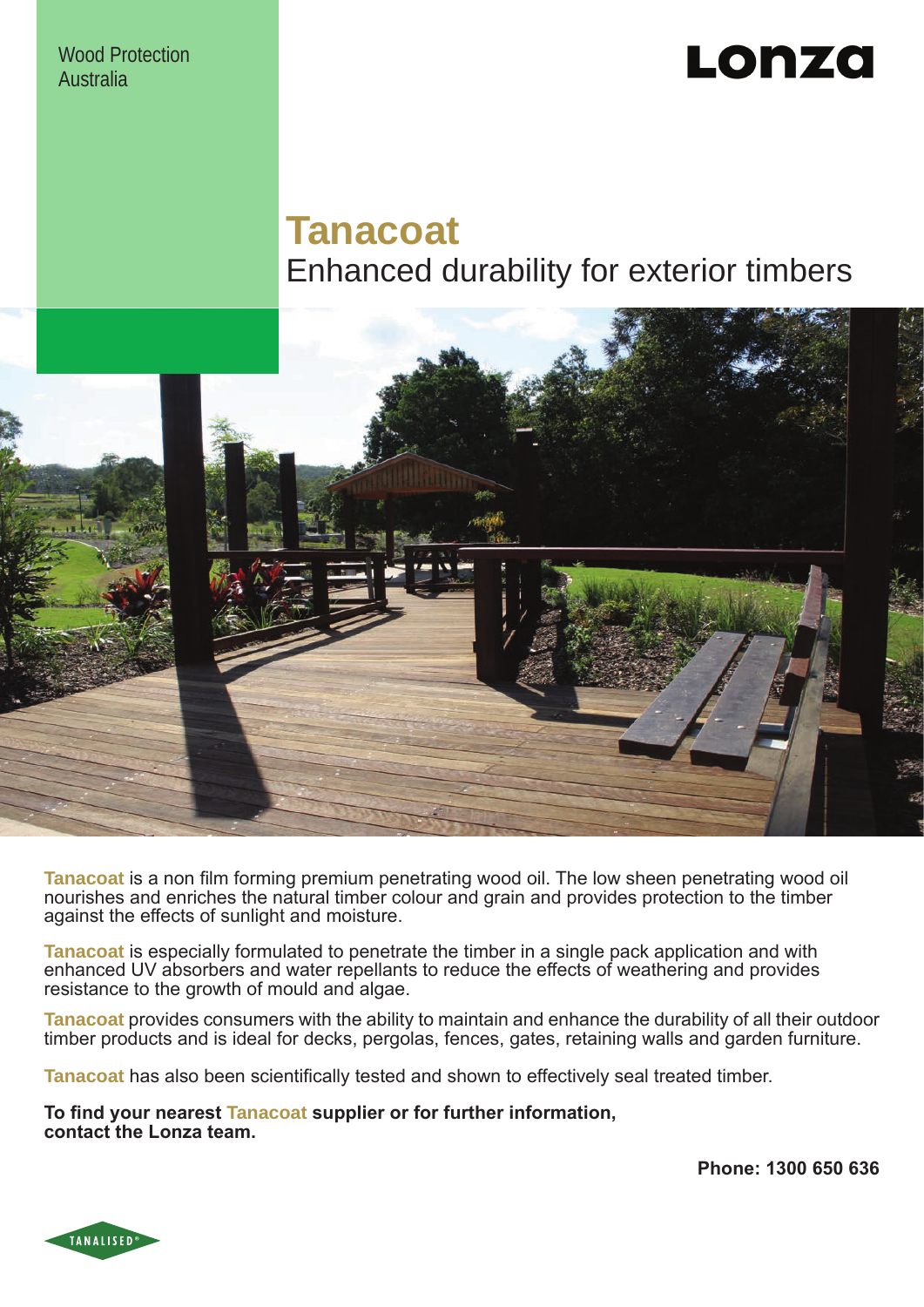Wood Protection
Australia

Lonza

# Tanacoat

## Enhanced durability for exterior timbers

**Tanacoat** is a non film forming premium penetrating wood oil. The low sheen penetrating wood oil nourishes and enriches the natural timber colour and grain and provides protection to the timber against the effects of sunlight and moisture.

**Tanacoat** is especially formulated to penetrate the timber in a single pack application and with enhanced UV absorbers and water repellants to reduce the effects of weathering and provides resistance to the growth of mould and algae.

**Tanacoat** provides consumers with the ability to maintain and enhance the durability of all their outdoor timber products and is ideal for decks, pergolas, fences, gates, retaining walls and garden furniture.

**Tanacoat** has also been scientifically tested and shown to effectively seal treated timber.

**To find your nearest Tanacoat supplier or for further information, contact the Lonza team.**

**Phone: 1300 650 636**

TANALISED®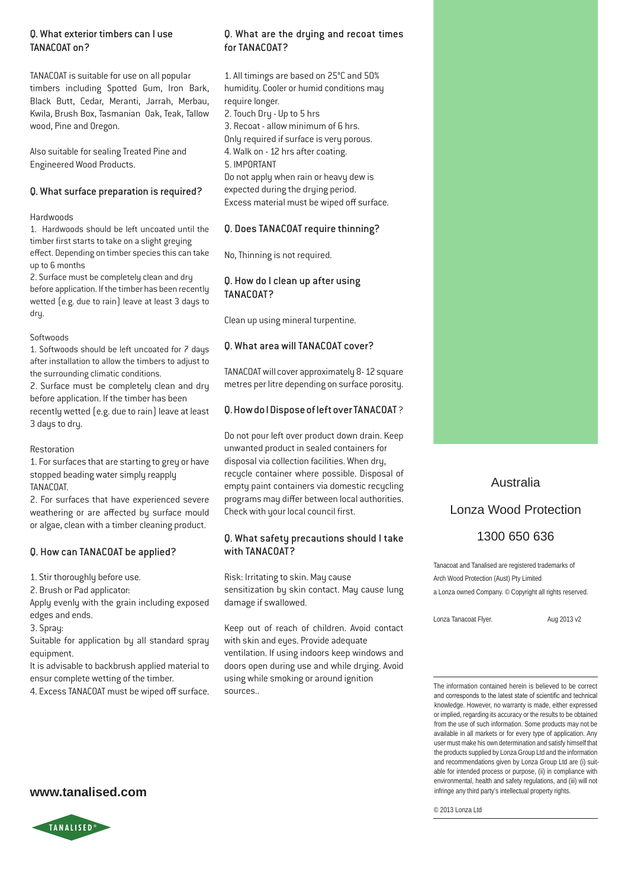### Q. What exterior timbers can I use TANACOAT on?

TANACOAT is suitable for use on all popular timbers including Spotted Gum, Iron Bark, Black Butt, Cedar, Meranti, Jarrah, Merbau, Kwila, Brush Box, Tasmanian Oak, Teak, Tallow wood, Pine and Oregon.

Also suitable for sealing Treated Pine and Engineered Wood Products.

### Q. What surface preparation is required?

Hardwoods

1. Hardwoods should be left uncoated until the timber first starts to take on a slight greying effect. Depending on timber species this can take up to 6 months
2. Surface must be completely clean and dry before application. If the timber has been recently wetted (e.g. due to rain) leave at least 3 days to dry.

Softwoods

1. Softwoods should be left uncoated for 7 days after installation to allow the timbers to adjust to the surrounding climatic conditions.
2. Surface must be completely clean and dry before application. If the timber has been recently wetted (e.g. due to rain) leave at least 3 days to dry.

Restoration

1. For surfaces that are starting to grey or have stopped beading water simply reapply TANACOAT.
2. For surfaces that have experienced severe weathering or are affected by surface mould or algae, clean with a timber cleaning product.

### Q. How can TANACOAT be applied?

1. Stir thoroughly before use.
2. Brush or Pad applicator:
Apply evenly with the grain including exposed edges and ends.
3. Spray:
Suitable for application by all standard spray equipment.
It is advisable to backbrush applied material to ensur complete wetting of the timber.
4. Excess TANACOAT must be wiped off surface.

### Q. What are the drying and recoat times for TANACOAT?

1. All timings are based on 25°C and 50% humidity. Cooler or humid conditions may require longer.
2. Touch Dry - Up to 5 hrs
3. Recoat - allow minimum of 6 hrs.
Only required if surface is very porous.
4. Walk on - 12 hrs after coating.
5. IMPORTANT
Do not apply when rain or heavy dew is expected during the drying period.
Excess material must be wiped off surface.

### Q. Does TANACOAT require thinning?

No, Thinning is not required.

### Q. How do I clean up after using TANACOAT?

Clean up using mineral turpentine.

### Q. What area will TANACOAT cover?

TANACOAT will cover approximately 8- 12 square metres per litre depending on surface porosity.

### Q. How do I Dispose of left over TANACOAT?

Do not pour left over product down drain. Keep unwanted product in sealed containers for disposal via collection facilities. When dry, recycle container where possible. Disposal of empty paint containers via domestic recycling programs may differ between local authorities. Check with your local council first.

### Q. What safety precautions should I take with TANACOAT?

Risk: Irritating to skin. May cause sensitization by skin contact. May cause lung damage if swallowed.

Keep out of reach of children. Avoid contact with skin and eyes. Provide adequate ventilation. If using indoors keep windows and doors open during use and while drying. Avoid using while smoking or around ignition sources..

**www.tanalised.com**

TANALISED®

Australia

Lonza Wood Protection

1300 650 636

Tanacoat and Tanalised are registered trademarks of Arch Wood Protection (Aust) Pty Limited a Lonza owned Company. © Copyright all rights reserved.

Lonza Tanacoat Flyer. Aug 2013 v2

The information contained herein is believed to be correct and corresponds to the latest state of scientific and technical knowledge. However, no warranty is made, either expressed or implied, regarding its accuracy or the results to be obtained from the use of such information. Some products may not be available in all markets or for every type of application. Any user must make his own determination and satisfy himself that the products supplied by Lonza Group Ltd and the information and recommendations given by Lonza Group Ltd are (i) suitable for intended process or purpose, (ii) in compliance with environmental, health and safety regulations, and (iii) will not infringe any third party's intellectual property rights.

© 2013 Lonza Ltd